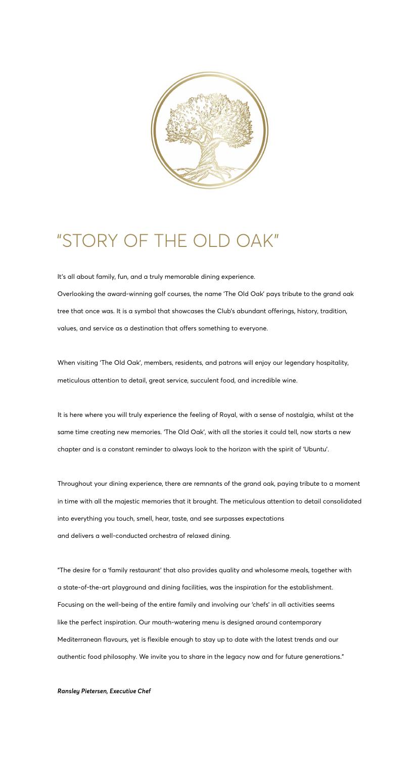# "STORY OF THE OLD OAK"

It's all about family, fun, and a truly memorable dining experience.

Overlooking the award-winning golf courses, the name 'The Old Oak' pays tribute to the grand oak tree that once was. It is a symbol that showcases the Club's abundant offerings, history, tradition, values, and service as a destination that offers something to everyone.

When visiting 'The Old Oak', members, residents, and patrons will enjoy our legendary hospitality, meticulous attention to detail, great service, succulent food, and incredible wine.

It is here where you will truly experience the feeling of Royal, with a sense of nostalgia, whilst at the same time creating new memories. 'The Old Oak', with all the stories it could tell, now starts a new chapter and is a constant reminder to always look to the horizon with the spirit of 'Ubuntu'.

Throughout your dining experience, there are remnants of the grand oak, paying tribute to a moment in time with all the majestic memories that it brought. The meticulous attention to detail consolidated into everything you touch, smell, hear, taste, and see surpasses expectations and delivers a well-conducted orchestra of relaxed dining.

"The desire for a 'family restaurant' that also provides quality and wholesome meals, together with a state-of-the-art playground and dining facilities, was the inspiration for the establishment. Focusing on the well-being of the entire family and involving our 'chefs' in all activities seems like the perfect inspiration. Our mouth-watering menu is designed around contemporary Mediterranean flavours, yet is flexible enough to stay up to date with the latest trends and our authentic food philosophy. We invite you to share in the legacy now and for future generations."

***Ransley Pietersen, Executive Chef***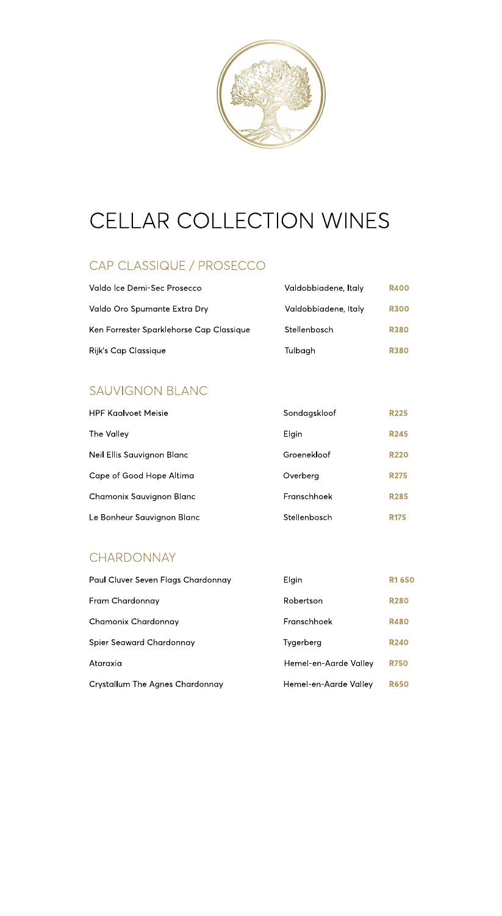# CELLAR COLLECTION WINES

## CAP CLASSIQUE / PROSECCO

| | | |
|---|---|---|
| Valdo Ice Demi-Sec Prosecco | Valdobbiadene, Italy | **R400** |
| Valdo Oro Spumante Extra Dry | Valdobbiadene, Italy | **R300** |
| Ken Forrester Sparklehorse Cap Classique | Stellenbosch | **R380** |
| Rijk's Cap Classique | Tulbagh | **R380** |

## SAUVIGNON BLANC

| | | |
|---|---|---|
| HPF Kaalvoet Meisie | Sondagskloof | **R225** |
| The Valley | Elgin | **R245** |
| Neil Ellis Sauvignon Blanc | Groenekloof | **R220** |
| Cape of Good Hope Altima | Overberg | **R275** |
| Chamonix Sauvignon Blanc | Franschhoek | **R285** |
| Le Bonheur Sauvignon Blanc | Stellenbosch | **R175** |

## CHARDONNAY

| | | |
|---|---|---|
| Paul Cluver Seven Flags Chardonnay | Elgin | **R1 650** |
| Fram Chardonnay | Robertson | **R280** |
| Chamonix Chardonnay | Franschhoek | **R480** |
| Spier Seaward Chardonnay | Tygerberg | **R240** |
| Ataraxia | Hemel-en-Aarde Valley | **R750** |
| Crystallum The Agnes Chardonnay | Hemel-en-Aarde Valley | **R650** |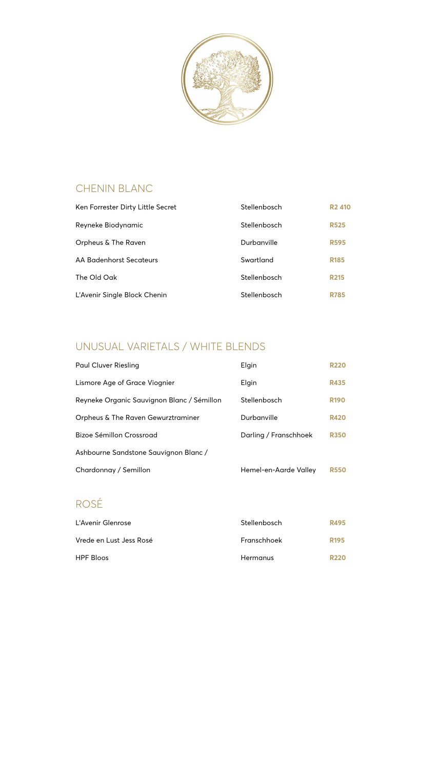## CHENIN BLANC

| | | |
|---|---|---|
| Ken Forrester Dirty Little Secret | Stellenbosch | **R2 410** |
| Reyneke Biodynamic | Stellenbosch | **R525** |
| Orpheus & The Raven | Durbanville | **R595** |
| AA Badenhorst Secateurs | Swartland | **R185** |
| The Old Oak | Stellenbosch | **R215** |
| L'Avenir Single Block Chenin | Stellenbosch | **R785** |

## UNUSUAL VARIETALS / WHITE BLENDS

| | | |
|---|---|---|
| Paul Cluver Riesling | Elgin | **R220** |
| Lismore Age of Grace Viognier | Elgin | **R435** |
| Reyneke Organic Sauvignon Blanc / Sémillon | Stellenbosch | **R190** |
| Orpheus & The Raven Gewurztraminer | Durbanville | **R420** |
| Bizoe Sémillon Crossroad | Darling / Franschhoek | **R350** |
| Ashbourne Sandstone Sauvignon Blanc / Chardonnay / Semillon | Hemel-en-Aarde Valley | **R550** |

## ROSÉ

| | | |
|---|---|---|
| L'Avenir Glenrose | Stellenbosch | **R495** |
| Vrede en Lust Jess Rosé | Franschhoek | **R195** |
| HPF Bloos | Hermanus | **R220** |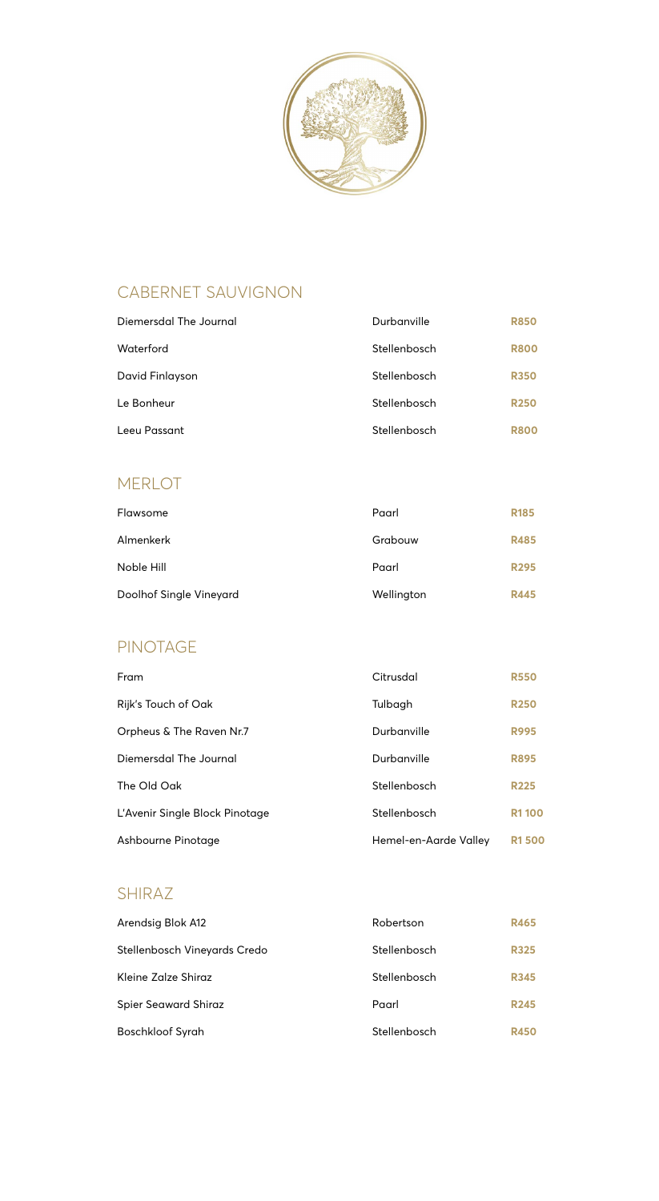## CABERNET SAUVIGNON

| | | |
|---|---|---|
| Diemersdal The Journal | Durbanville | **R850** |
| Waterford | Stellenbosch | **R800** |
| David Finlayson | Stellenbosch | **R350** |
| Le Bonheur | Stellenbosch | **R250** |
| Leeu Passant | Stellenbosch | **R800** |

## MERLOT

| | | |
|---|---|---|
| Flawsome | Paarl | **R185** |
| Almenkerk | Grabouw | **R485** |
| Noble Hill | Paarl | **R295** |
| Doolhof Single Vineyard | Wellington | **R445** |

## PINOTAGE

| | | |
|---|---|---|
| Fram | Citrusdal | **R550** |
| Rijk's Touch of Oak | Tulbagh | **R250** |
| Orpheus & The Raven Nr.7 | Durbanville | **R995** |
| Diemersdal The Journal | Durbanville | **R895** |
| The Old Oak | Stellenbosch | **R225** |
| L'Avenir Single Block Pinotage | Stellenbosch | **R1 100** |
| Ashbourne Pinotage | Hemel-en-Aarde Valley | **R1 500** |

## SHIRAZ

| | | |
|---|---|---|
| Arendsig Blok A12 | Robertson | **R465** |
| Stellenbosch Vineyards Credo | Stellenbosch | **R325** |
| Kleine Zalze Shiraz | Stellenbosch | **R345** |
| Spier Seaward Shiraz | Paarl | **R245** |
| Boschkloof Syrah | Stellenbosch | **R450** |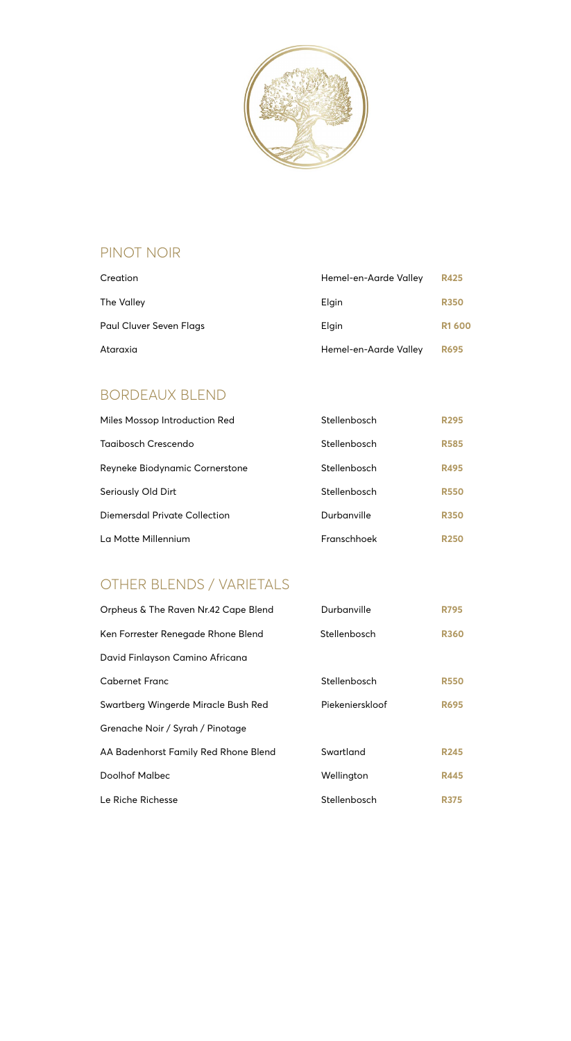## PINOT NOIR

| | | |
|---|---|---|
| Creation | Hemel-en-Aarde Valley | **R425** |
| The Valley | Elgin | **R350** |
| Paul Cluver Seven Flags | Elgin | **R1 600** |
| Ataraxia | Hemel-en-Aarde Valley | **R695** |

## BORDEAUX BLEND

| | | |
|---|---|---|
| Miles Mossop Introduction Red | Stellenbosch | **R295** |
| Taaibosch Crescendo | Stellenbosch | **R585** |
| Reyneke Biodynamic Cornerstone | Stellenbosch | **R495** |
| Seriously Old Dirt | Stellenbosch | **R550** |
| Diemersdal Private Collection | Durbanville | **R350** |
| La Motte Millennium | Franschhoek | **R250** |

## OTHER BLENDS / VARIETALS

| | | |
|---|---|---|
| Orpheus & The Raven Nr.42 Cape Blend | Durbanville | **R795** |
| Ken Forrester Renegade Rhone Blend | Stellenbosch | **R360** |
| David Finlayson Camino Africana | | |
| Cabernet Franc | Stellenbosch | **R550** |
| Swartberg Wingerde Miracle Bush Red | Piekenierskloof | **R695** |
| Grenache Noir / Syrah / Pinotage | | |
| AA Badenhorst Family Red Rhone Blend | Swartland | **R245** |
| Doolhof Malbec | Wellington | **R445** |
| Le Riche Richesse | Stellenbosch | **R375** |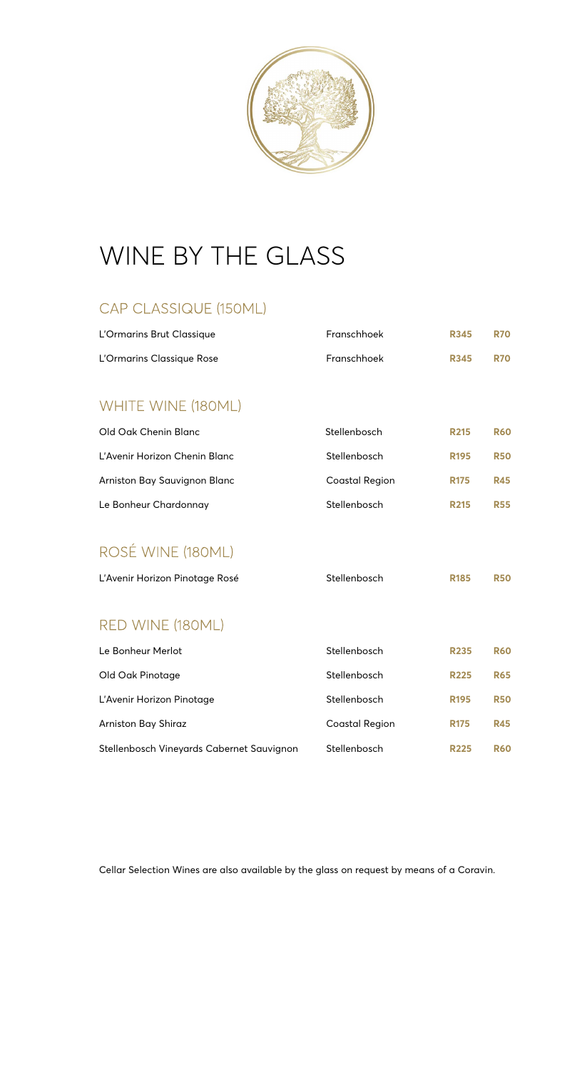# WINE BY THE GLASS

## CAP CLASSIQUE (150ML)

| | | | |
|---|---|---|---|
| L'Ormarins Brut Classique | Franschhoek | **R345** | **R70** |
| L'Ormarins Classique Rose | Franschhoek | **R345** | **R70** |

## WHITE WINE (180ML)

| | | | |
|---|---|---|---|
| Old Oak Chenin Blanc | Stellenbosch | **R215** | **R60** |
| L'Avenir Horizon Chenin Blanc | Stellenbosch | **R195** | **R50** |
| Arniston Bay Sauvignon Blanc | Coastal Region | **R175** | **R45** |
| Le Bonheur Chardonnay | Stellenbosch | **R215** | **R55** |

## ROSÉ WINE (180ML)

| | | | |
|---|---|---|---|
| L'Avenir Horizon Pinotage Rosé | Stellenbosch | **R185** | **R50** |

## RED WINE (180ML)

| | | | |
|---|---|---|---|
| Le Bonheur Merlot | Stellenbosch | **R235** | **R60** |
| Old Oak Pinotage | Stellenbosch | **R225** | **R65** |
| L'Avenir Horizon Pinotage | Stellenbosch | **R195** | **R50** |
| Arniston Bay Shiraz | Coastal Region | **R175** | **R45** |
| Stellenbosch Vineyards Cabernet Sauvignon | Stellenbosch | **R225** | **R60** |

Cellar Selection Wines are also available by the glass on request by means of a Coravin.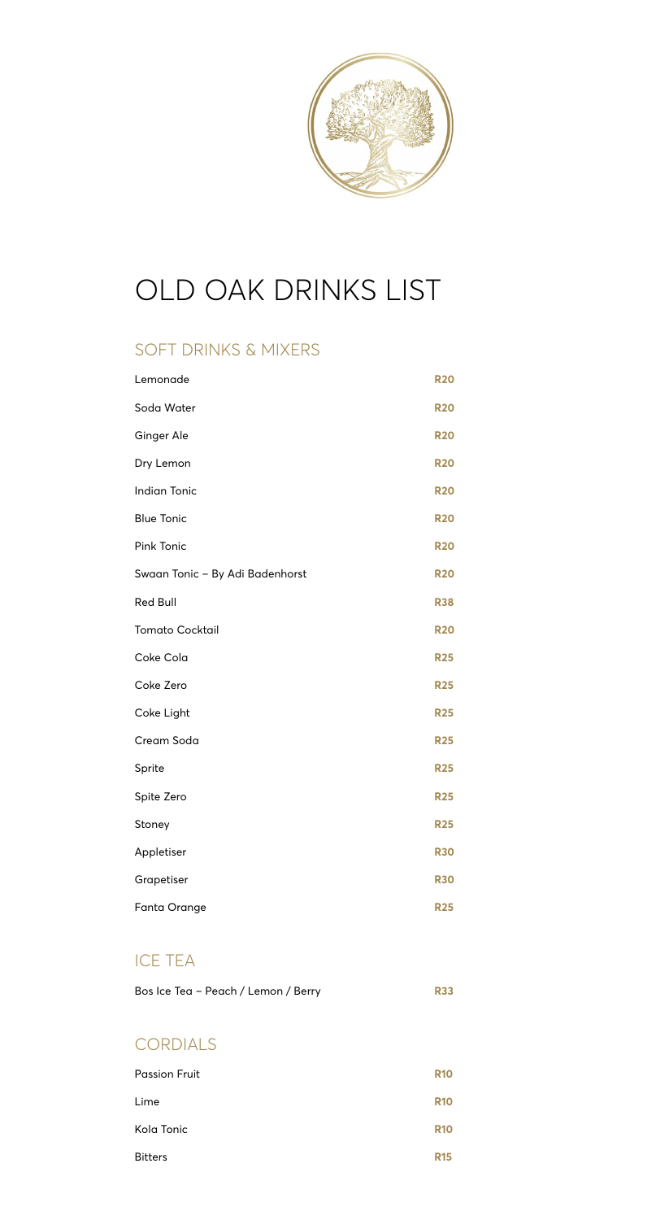# OLD OAK DRINKS LIST

## SOFT DRINKS & MIXERS

| | |
|---|---|
| Lemonade | **R20** |
| Soda Water | **R20** |
| Ginger Ale | **R20** |
| Dry Lemon | **R20** |
| Indian Tonic | **R20** |
| Blue Tonic | **R20** |
| Pink Tonic | **R20** |
| Swaan Tonic – By Adi Badenhorst | **R20** |
| Red Bull | **R38** |
| Tomato Cocktail | **R20** |
| Coke Cola | **R25** |
| Coke Zero | **R25** |
| Coke Light | **R25** |
| Cream Soda | **R25** |
| Sprite | **R25** |
| Spite Zero | **R25** |
| Stoney | **R25** |
| Appletiser | **R30** |
| Grapetiser | **R30** |
| Fanta Orange | **R25** |

## ICE TEA

| | |
|---|---|
| Bos Ice Tea – Peach / Lemon / Berry | **R33** |

## CORDIALS

| | |
|---|---|
| Passion Fruit | **R10** |
| Lime | **R10** |
| Kola Tonic | **R10** |
| Bitters | **R15** |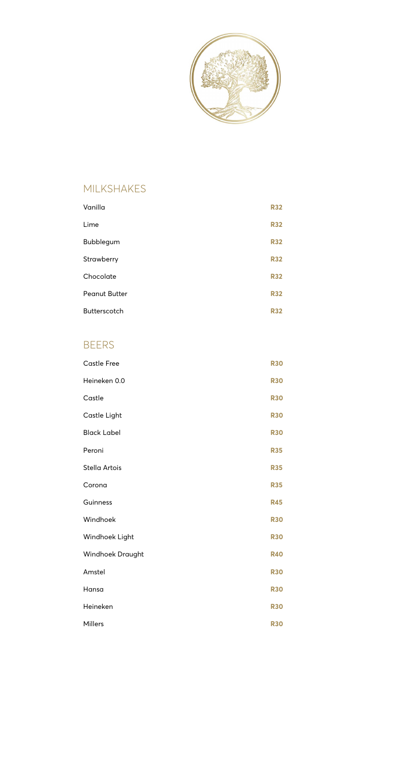## MILKSHAKES

| Item | Price |
| --- | --- |
| Vanilla | **R32** |
| Lime | **R32** |
| Bubblegum | **R32** |
| Strawberry | **R32** |
| Chocolate | **R32** |
| Peanut Butter | **R32** |
| Butterscotch | **R32** |

## BEERS

| Item | Price |
| --- | --- |
| Castle Free | **R30** |
| Heineken 0.0 | **R30** |
| Castle | **R30** |
| Castle Light | **R30** |
| Black Label | **R30** |
| Peroni | **R35** |
| Stella Artois | **R35** |
| Corona | **R35** |
| Guinness | **R45** |
| Windhoek | **R30** |
| Windhoek Light | **R30** |
| Windhoek Draught | **R40** |
| Amstel | **R30** |
| Hansa | **R30** |
| Heineken | **R30** |
| Millers | **R30** |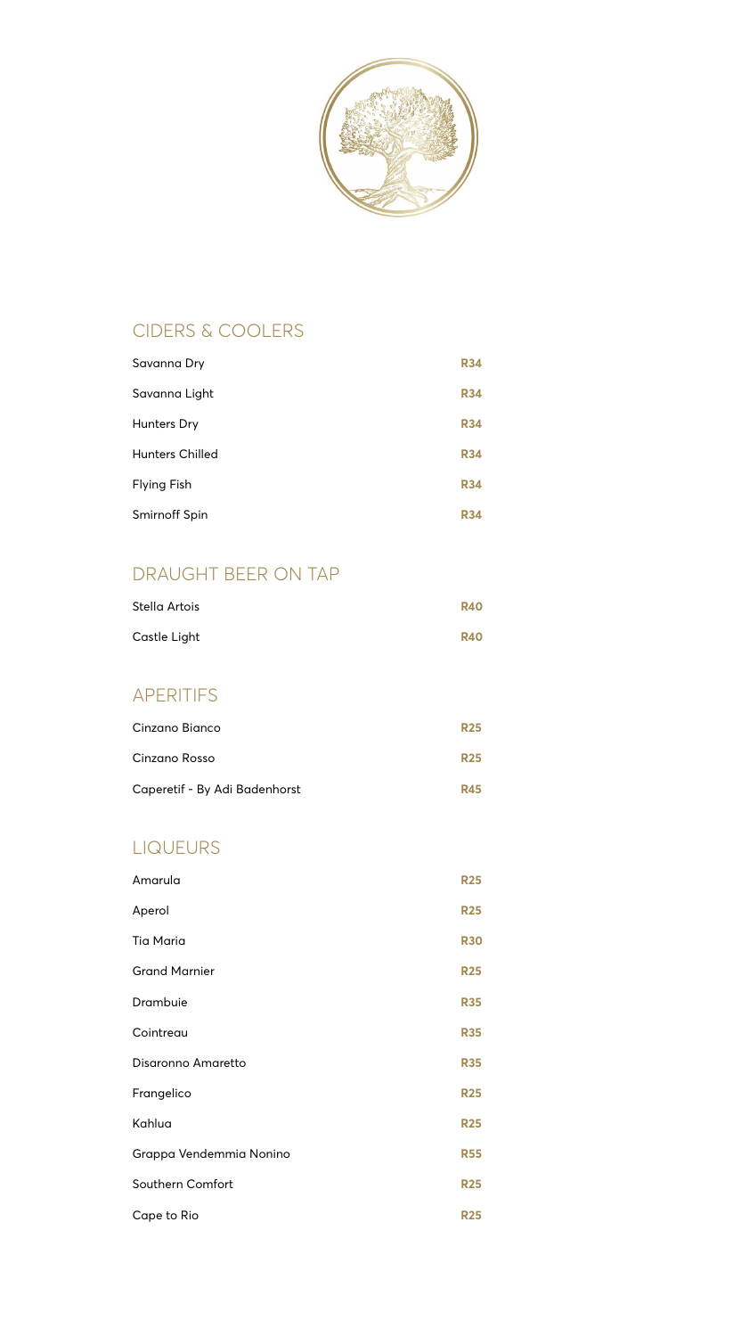## CIDERS & COOLERS

| | |
|---|---|
| Savanna Dry | **R34** |
| Savanna Light | **R34** |
| Hunters Dry | **R34** |
| Hunters Chilled | **R34** |
| Flying Fish | **R34** |
| Smirnoff Spin | **R34** |

## DRAUGHT BEER ON TAP

| | |
|---|---|
| Stella Artois | **R40** |
| Castle Light | **R40** |

## APERITIFS

| | |
|---|---|
| Cinzano Bianco | **R25** |
| Cinzano Rosso | **R25** |
| Caperetif - By Adi Badenhorst | **R45** |

## LIQUEURS

| | |
|---|---|
| Amarula | **R25** |
| Aperol | **R25** |
| Tia Maria | **R30** |
| Grand Marnier | **R25** |
| Drambuie | **R35** |
| Cointreau | **R35** |
| Disaronno Amaretto | **R35** |
| Frangelico | **R25** |
| Kahlua | **R25** |
| Grappa Vendemmia Nonino | **R55** |
| Southern Comfort | **R25** |
| Cape to Rio | **R25** |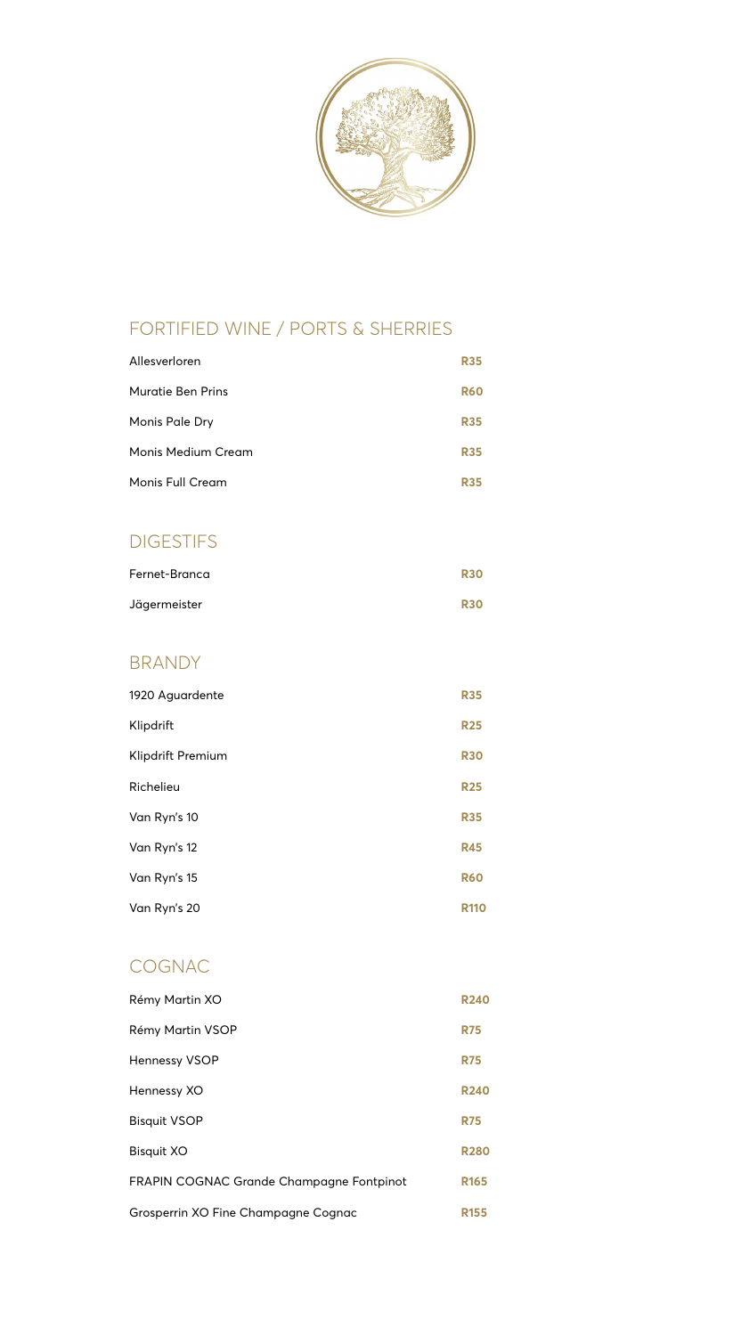## FORTIFIED WINE / PORTS & SHERRIES

| | |
|---|---|
| Allesverloren | **R35** |
| Muratie Ben Prins | **R60** |
| Monis Pale Dry | **R35** |
| Monis Medium Cream | **R35** |
| Monis Full Cream | **R35** |

## DIGESTIFS

| | |
|---|---|
| Fernet-Branca | **R30** |
| Jägermeister | **R30** |

## BRANDY

| | |
|---|---|
| 1920 Aguardente | **R35** |
| Klipdrift | **R25** |
| Klipdrift Premium | **R30** |
| Richelieu | **R25** |
| Van Ryn's 10 | **R35** |
| Van Ryn's 12 | **R45** |
| Van Ryn's 15 | **R60** |
| Van Ryn's 20 | **R110** |

## COGNAC

| | |
|---|---|
| Rémy Martin XO | **R240** |
| Rémy Martin VSOP | **R75** |
| Hennessy VSOP | **R75** |
| Hennessy XO | **R240** |
| Bisquit VSOP | **R75** |
| Bisquit XO | **R280** |
| FRAPIN COGNAC Grande Champagne Fontpinot | **R165** |
| Grosperrin XO Fine Champagne Cognac | **R155** |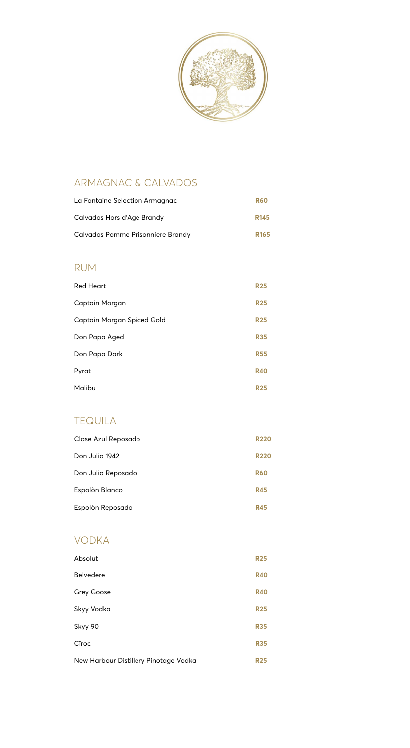## ARMAGNAC & CALVADOS

| | |
|---|---|
| La Fontaine Selection Armagnac | **R60** |
| Calvados Hors d'Age Brandy | **R145** |
| Calvados Pomme Prisonniere Brandy | **R165** |

## RUM

| | |
|---|---|
| Red Heart | **R25** |
| Captain Morgan | **R25** |
| Captain Morgan Spiced Gold | **R25** |
| Don Papa Aged | **R35** |
| Don Papa Dark | **R55** |
| Pyrat | **R40** |
| Malibu | **R25** |

## TEQUILA

| | |
|---|---|
| Clase Azul Reposado | **R220** |
| Don Julio 1942 | **R220** |
| Don Julio Reposado | **R60** |
| Espolòn Blanco | **R45** |
| Espolòn Reposado | **R45** |

## VODKA

| | |
|---|---|
| Absolut | **R25** |
| Belvedere | **R40** |
| Grey Goose | **R40** |
| Skyy Vodka | **R25** |
| Skyy 90 | **R35** |
| Cîroc | **R35** |
| New Harbour Distillery Pinotage Vodka | **R25** |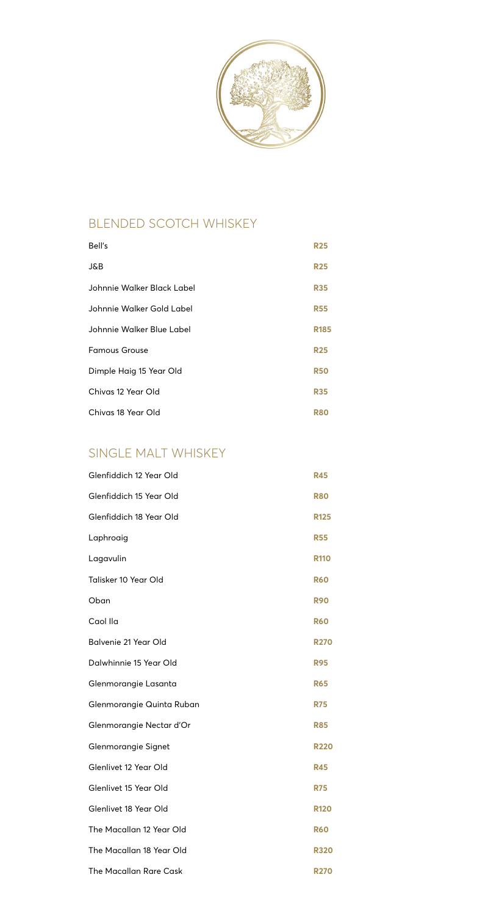## BLENDED SCOTCH WHISKEY

| | |
|---|---|
| Bell's | **R25** |
| J&B | **R25** |
| Johnnie Walker Black Label | **R35** |
| Johnnie Walker Gold Label | **R55** |
| Johnnie Walker Blue Label | **R185** |
| Famous Grouse | **R25** |
| Dimple Haig 15 Year Old | **R50** |
| Chivas 12 Year Old | **R35** |
| Chivas 18 Year Old | **R80** |

## SINGLE MALT WHISKEY

| | |
|---|---|
| Glenfiddich 12 Year Old | **R45** |
| Glenfiddich 15 Year Old | **R80** |
| Glenfiddich 18 Year Old | **R125** |
| Laphroaig | **R55** |
| Lagavulin | **R110** |
| Talisker 10 Year Old | **R60** |
| Oban | **R90** |
| Caol Ila | **R60** |
| Balvenie 21 Year Old | **R270** |
| Dalwhinnie 15 Year Old | **R95** |
| Glenmorangie Lasanta | **R65** |
| Glenmorangie Quinta Ruban | **R75** |
| Glenmorangie Nectar d'Or | **R85** |
| Glenmorangie Signet | **R220** |
| Glenlivet 12 Year Old | **R45** |
| Glenlivet 15 Year Old | **R75** |
| Glenlivet 18 Year Old | **R120** |
| The Macallan 12 Year Old | **R60** |
| The Macallan 18 Year Old | **R320** |
| The Macallan Rare Cask | **R270** |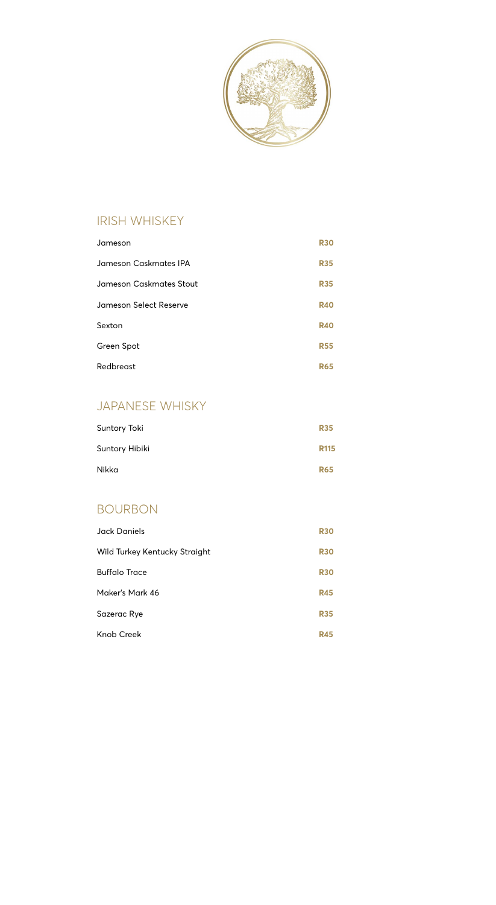## IRISH WHISKEY

| | |
|---|---|
| Jameson | **R30** |
| Jameson Caskmates IPA | **R35** |
| Jameson Caskmates Stout | **R35** |
| Jameson Select Reserve | **R40** |
| Sexton | **R40** |
| Green Spot | **R55** |
| Redbreast | **R65** |

## JAPANESE WHISKY

| | |
|---|---|
| Suntory Toki | **R35** |
| Suntory Hibiki | **R115** |
| Nikka | **R65** |

## BOURBON

| | |
|---|---|
| Jack Daniels | **R30** |
| Wild Turkey Kentucky Straight | **R30** |
| Buffalo Trace | **R30** |
| Maker's Mark 46 | **R45** |
| Sazerac Rye | **R35** |
| Knob Creek | **R45** |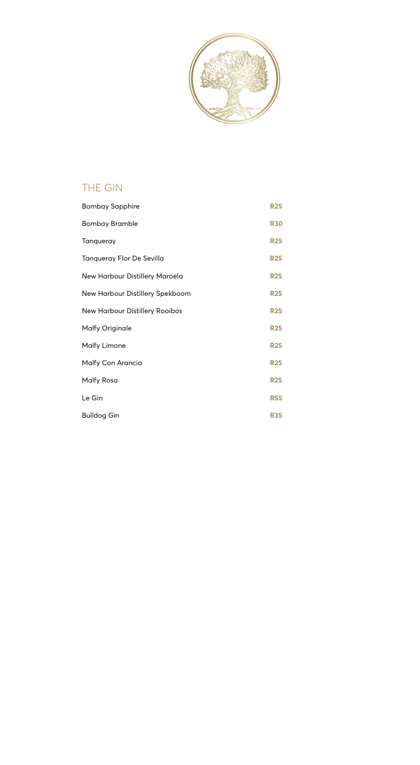## THE GIN

| | |
|---|---|
| Bombay Sapphire | **R25** |
| Bombay Bramble | **R30** |
| Tanqueray | **R25** |
| Tanqueray Flor De Sevilla | **R25** |
| New Harbour Distillery Maroela | **R25** |
| New Harbour Distillery Spekboom | **R25** |
| New Harbour Distillery Rooibos | **R25** |
| Malfy Originale | **R25** |
| Malfy Limone | **R25** |
| Malfy Con Arancia | **R25** |
| Malfy Rosa | **R25** |
| Le Gin | **R55** |
| Bulldog Gin | **R35** |